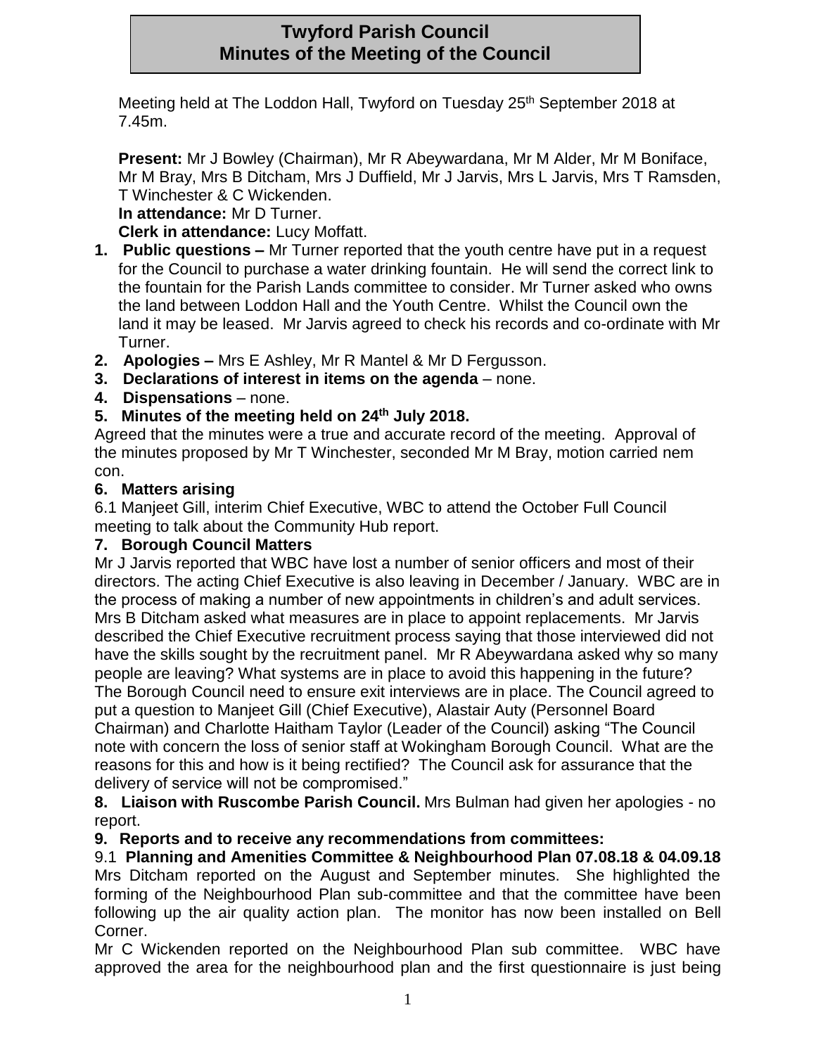# Twyford Parish Council
# Minutes of the Meeting of the Council

Meeting held at The Loddon Hall, Twyford on Tuesday 25th September 2018 at 7.45m.

**Present:** Mr J Bowley (Chairman), Mr R Abeywardana, Mr M Alder, Mr M Boniface, Mr M Bray, Mrs B Ditcham, Mrs J Duffield, Mr J Jarvis, Mrs L Jarvis, Mrs T Ramsden, T Winchester & C Wickenden.

**In attendance:** Mr D Turner.

**Clerk in attendance:** Lucy Moffatt.

1. **Public questions –** Mr Turner reported that the youth centre have put in a request for the Council to purchase a water drinking fountain. He will send the correct link to the fountain for the Parish Lands committee to consider. Mr Turner asked who owns the land between Loddon Hall and the Youth Centre. Whilst the Council own the land it may be leased. Mr Jarvis agreed to check his records and co-ordinate with Mr Turner.
2. **Apologies –** Mrs E Ashley, Mr R Mantel & Mr D Fergusson.
3. **Declarations of interest in items on the agenda** – none.
4. **Dispensations** – none.
5. **Minutes of the meeting held on 24th July 2018.**

Agreed that the minutes were a true and accurate record of the meeting. Approval of the minutes proposed by Mr T Winchester, seconded Mr M Bray, motion carried nem con.

6. **Matters arising**

6.1 Manjeet Gill, interim Chief Executive, WBC to attend the October Full Council meeting to talk about the Community Hub report.

7. **Borough Council Matters**

Mr J Jarvis reported that WBC have lost a number of senior officers and most of their directors. The acting Chief Executive is also leaving in December / January. WBC are in the process of making a number of new appointments in children's and adult services. Mrs B Ditcham asked what measures are in place to appoint replacements. Mr Jarvis described the Chief Executive recruitment process saying that those interviewed did not have the skills sought by the recruitment panel. Mr R Abeywardana asked why so many people are leaving? What systems are in place to avoid this happening in the future? The Borough Council need to ensure exit interviews are in place. The Council agreed to put a question to Manjeet Gill (Chief Executive), Alastair Auty (Personnel Board Chairman) and Charlotte Haitham Taylor (Leader of the Council) asking "The Council note with concern the loss of senior staff at Wokingham Borough Council. What are the reasons for this and how is it being rectified? The Council ask for assurance that the delivery of service will not be compromised."

8. **Liaison with Ruscombe Parish Council.** Mrs Bulman had given her apologies - no report.
9. **Reports and to receive any recommendations from committees:**

9.1 **Planning and Amenities Committee & Neighbourhood Plan 07.08.18 & 04.09.18**
Mrs Ditcham reported on the August and September minutes. She highlighted the forming of the Neighbourhood Plan sub-committee and that the committee have been following up the air quality action plan. The monitor has now been installed on Bell Corner.

Mr C Wickenden reported on the Neighbourhood Plan sub committee. WBC have approved the area for the neighbourhood plan and the first questionnaire is just being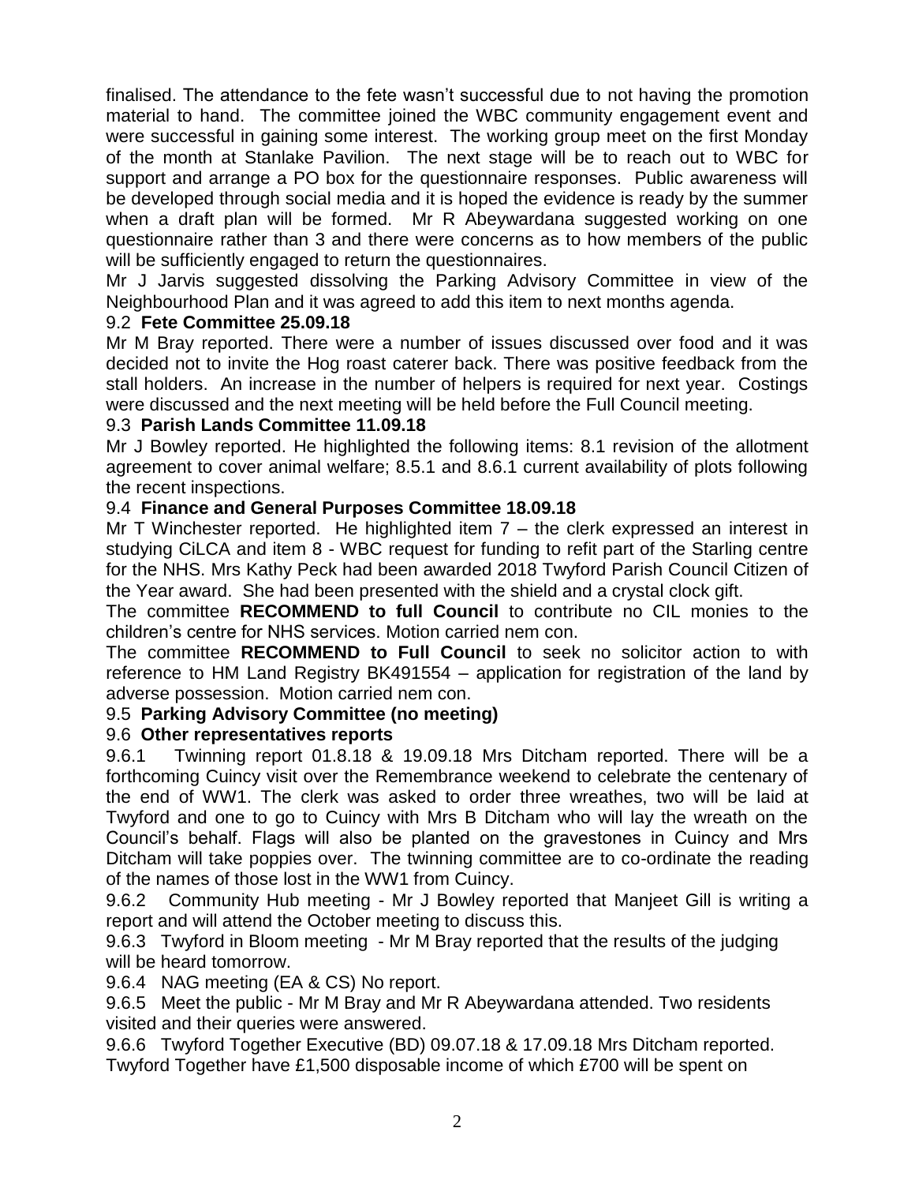finalised. The attendance to the fete wasn't successful due to not having the promotion material to hand. The committee joined the WBC community engagement event and were successful in gaining some interest. The working group meet on the first Monday of the month at Stanlake Pavilion. The next stage will be to reach out to WBC for support and arrange a PO box for the questionnaire responses. Public awareness will be developed through social media and it is hoped the evidence is ready by the summer when a draft plan will be formed. Mr R Abeywardana suggested working on one questionnaire rather than 3 and there were concerns as to how members of the public will be sufficiently engaged to return the questionnaires.

Mr J Jarvis suggested dissolving the Parking Advisory Committee in view of the Neighbourhood Plan and it was agreed to add this item to next months agenda.

### 9.2 **Fete Committee 25.09.18**

Mr M Bray reported. There were a number of issues discussed over food and it was decided not to invite the Hog roast caterer back. There was positive feedback from the stall holders. An increase in the number of helpers is required for next year. Costings were discussed and the next meeting will be held before the Full Council meeting.

### 9.3 **Parish Lands Committee 11.09.18**

Mr J Bowley reported. He highlighted the following items: 8.1 revision of the allotment agreement to cover animal welfare; 8.5.1 and 8.6.1 current availability of plots following the recent inspections.

### 9.4 **Finance and General Purposes Committee 18.09.18**

Mr T Winchester reported. He highlighted item 7 – the clerk expressed an interest in studying CiLCA and item 8 - WBC request for funding to refit part of the Starling centre for the NHS. Mrs Kathy Peck had been awarded 2018 Twyford Parish Council Citizen of the Year award. She had been presented with the shield and a crystal clock gift.

The committee **RECOMMEND to full Council** to contribute no CIL monies to the children's centre for NHS services. Motion carried nem con.

The committee **RECOMMEND to Full Council** to seek no solicitor action to with reference to HM Land Registry BK491554 – application for registration of the land by adverse possession. Motion carried nem con.

### 9.5 **Parking Advisory Committee (no meeting)**

### 9.6 **Other representatives reports**

9.6.1 Twinning report 01.8.18 & 19.09.18 Mrs Ditcham reported. There will be a forthcoming Cuincy visit over the Remembrance weekend to celebrate the centenary of the end of WW1. The clerk was asked to order three wreathes, two will be laid at Twyford and one to go to Cuincy with Mrs B Ditcham who will lay the wreath on the Council's behalf. Flags will also be planted on the gravestones in Cuincy and Mrs Ditcham will take poppies over. The twinning committee are to co-ordinate the reading of the names of those lost in the WW1 from Cuincy.

9.6.2 Community Hub meeting - Mr J Bowley reported that Manjeet Gill is writing a report and will attend the October meeting to discuss this.

9.6.3 Twyford in Bloom meeting - Mr M Bray reported that the results of the judging will be heard tomorrow.

9.6.4 NAG meeting (EA & CS) No report.

9.6.5 Meet the public - Mr M Bray and Mr R Abeywardana attended. Two residents visited and their queries were answered.

9.6.6 Twyford Together Executive (BD) 09.07.18 & 17.09.18 Mrs Ditcham reported. Twyford Together have £1,500 disposable income of which £700 will be spent on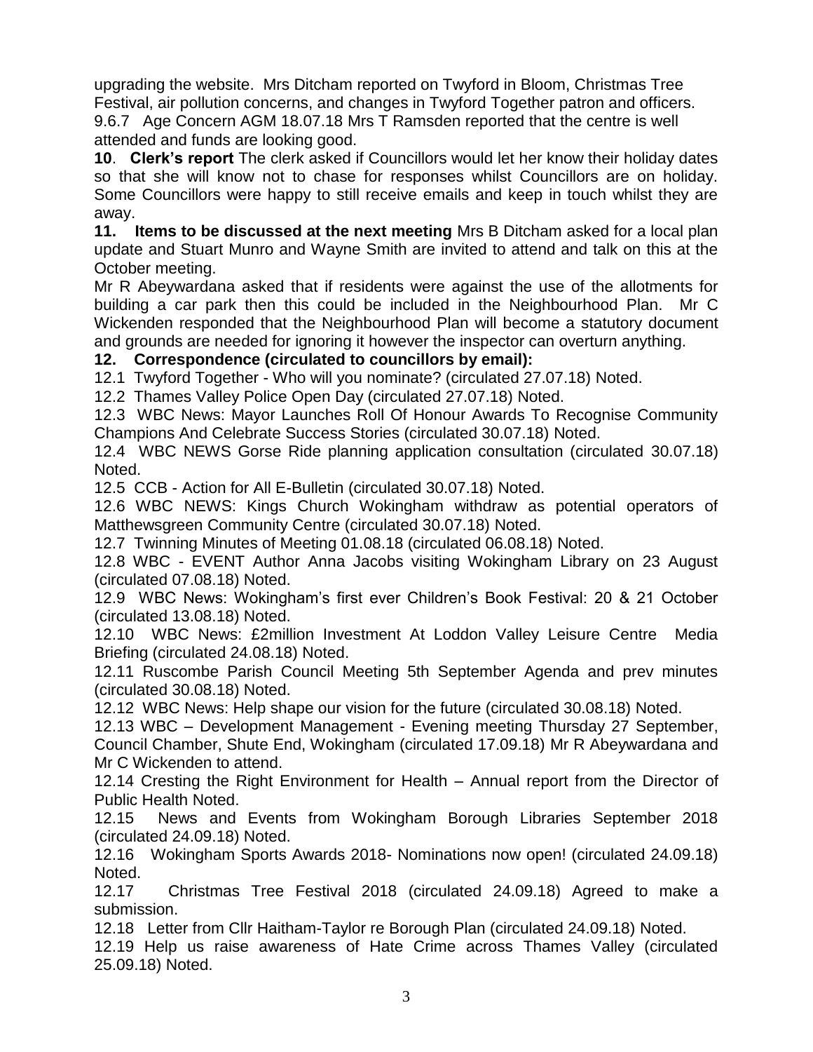upgrading the website. Mrs Ditcham reported on Twyford in Bloom, Christmas Tree Festival, air pollution concerns, and changes in Twyford Together patron and officers.

9.6.7 Age Concern AGM 18.07.18 Mrs T Ramsden reported that the centre is well attended and funds are looking good.

**10**. **Clerk's report** The clerk asked if Councillors would let her know their holiday dates so that she will know not to chase for responses whilst Councillors are on holiday. Some Councillors were happy to still receive emails and keep in touch whilst they are away.

**11. Items to be discussed at the next meeting** Mrs B Ditcham asked for a local plan update and Stuart Munro and Wayne Smith are invited to attend and talk on this at the October meeting.

Mr R Abeywardana asked that if residents were against the use of the allotments for building a car park then this could be included in the Neighbourhood Plan. Mr C Wickenden responded that the Neighbourhood Plan will become a statutory document and grounds are needed for ignoring it however the inspector can overturn anything.

**12. Correspondence (circulated to councillors by email):**

12.1 Twyford Together - Who will you nominate? (circulated 27.07.18) Noted.

12.2 Thames Valley Police Open Day (circulated 27.07.18) Noted.

12.3 WBC News: Mayor Launches Roll Of Honour Awards To Recognise Community Champions And Celebrate Success Stories (circulated 30.07.18) Noted.

12.4 WBC NEWS Gorse Ride planning application consultation (circulated 30.07.18) Noted.

12.5 CCB - Action for All E-Bulletin (circulated 30.07.18) Noted.

12.6 WBC NEWS: Kings Church Wokingham withdraw as potential operators of Matthewsgreen Community Centre (circulated 30.07.18) Noted.

12.7 Twinning Minutes of Meeting 01.08.18 (circulated 06.08.18) Noted.

12.8 WBC - EVENT Author Anna Jacobs visiting Wokingham Library on 23 August (circulated 07.08.18) Noted.

12.9 WBC News: Wokingham's first ever Children's Book Festival: 20 & 21 October (circulated 13.08.18) Noted.

12.10 WBC News: £2million Investment At Loddon Valley Leisure Centre Media Briefing (circulated 24.08.18) Noted.

12.11 Ruscombe Parish Council Meeting 5th September Agenda and prev minutes (circulated 30.08.18) Noted.

12.12 WBC News: Help shape our vision for the future (circulated 30.08.18) Noted.

12.13 WBC – Development Management - Evening meeting Thursday 27 September, Council Chamber, Shute End, Wokingham (circulated 17.09.18) Mr R Abeywardana and Mr C Wickenden to attend.

12.14 Cresting the Right Environment for Health – Annual report from the Director of Public Health Noted.

12.15 News and Events from Wokingham Borough Libraries September 2018 (circulated 24.09.18) Noted.

12.16 Wokingham Sports Awards 2018- Nominations now open! (circulated 24.09.18) Noted.

12.17 Christmas Tree Festival 2018 (circulated 24.09.18) Agreed to make a submission.

12.18 Letter from Cllr Haitham-Taylor re Borough Plan (circulated 24.09.18) Noted.

12.19 Help us raise awareness of Hate Crime across Thames Valley (circulated 25.09.18) Noted.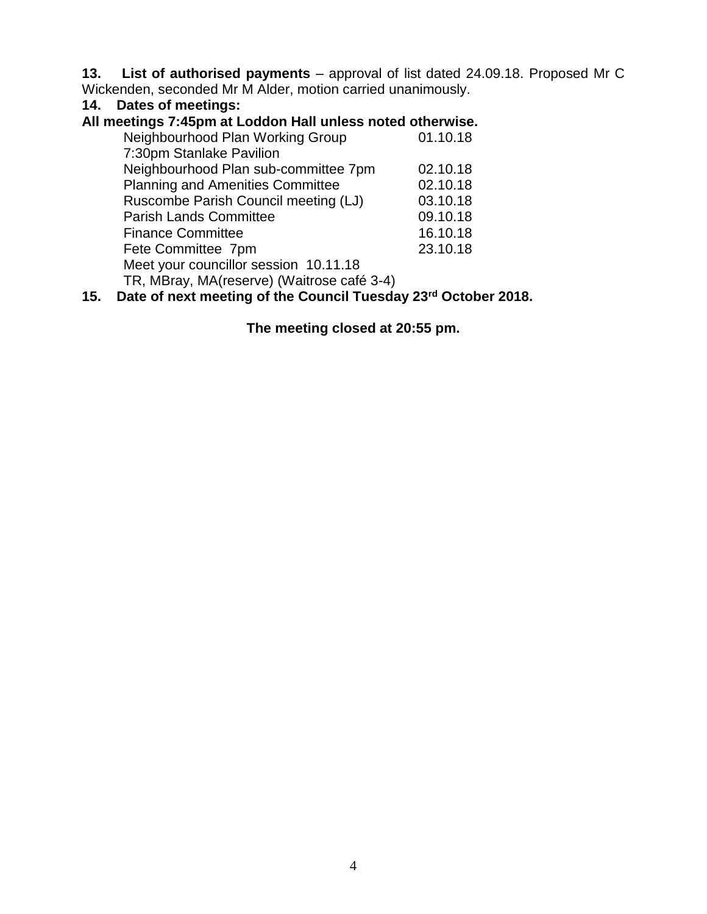**13. List of authorised payments** – approval of list dated 24.09.18. Proposed Mr C Wickenden, seconded Mr M Alder, motion carried unanimously.

**14. Dates of meetings:**

**All meetings 7:45pm at Loddon Hall unless noted otherwise.**

| | |
|---|---|
| Neighbourhood Plan Working Group 7:30pm Stanlake Pavilion | 01.10.18 |
| Neighbourhood Plan sub-committee 7pm | 02.10.18 |
| Planning and Amenities Committee | 02.10.18 |
| Ruscombe Parish Council meeting (LJ) | 03.10.18 |
| Parish Lands Committee | 09.10.18 |
| Finance Committee | 16.10.18 |
| Fete Committee 7pm | 23.10.18 |

Meet your councillor session 10.11.18
TR, MBray, MA(reserve) (Waitrose café 3-4)

**15. Date of next meeting of the Council Tuesday 23rd October 2018.**

**The meeting closed at 20:55 pm.**